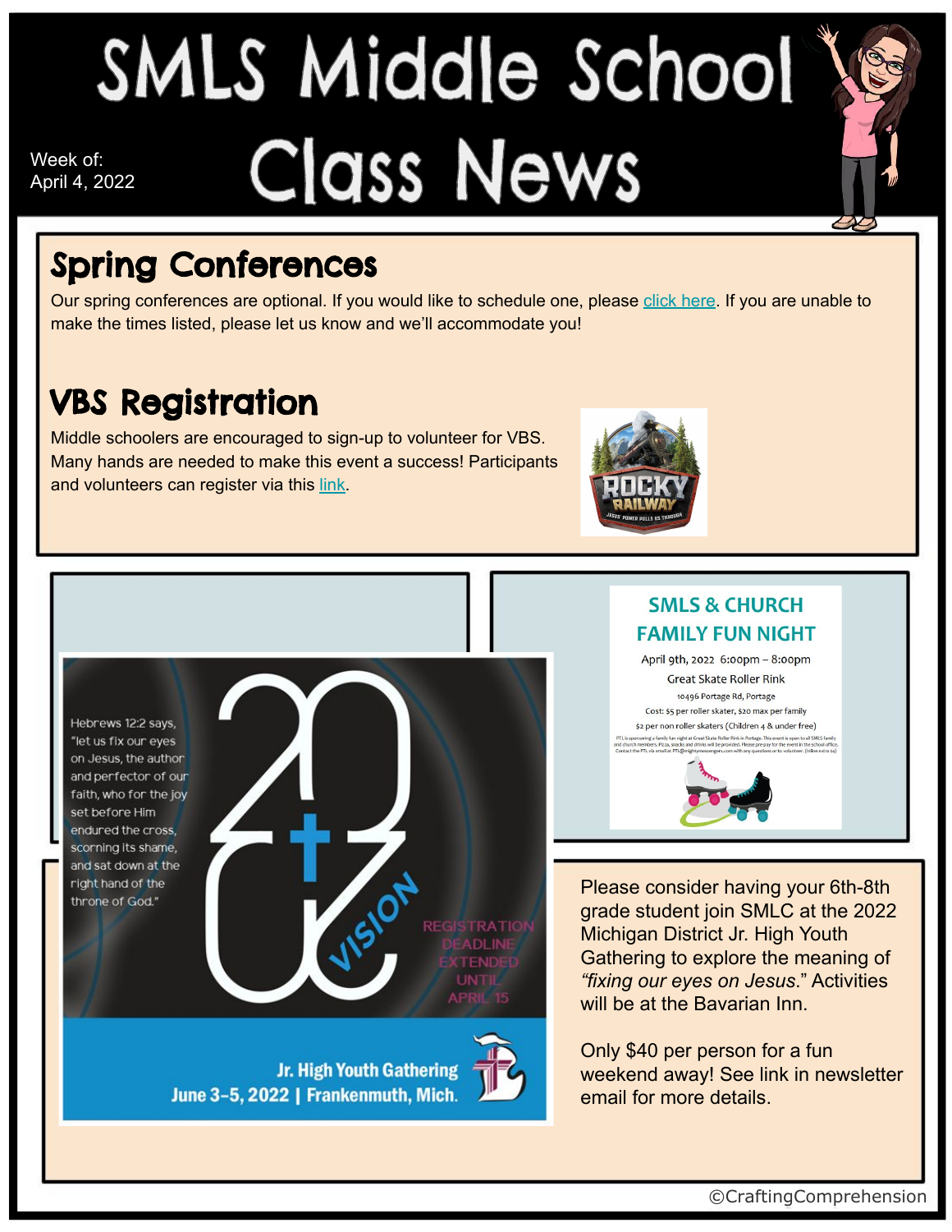# SMLS Middle School Class News

Week of:
April 4, 2022

## Spring Conferences

Our spring conferences are optional. If you would like to schedule one, please click here. If you are unable to make the times listed, please let us know and we'll accommodate you!

## VBS Registration

Middle schoolers are encouraged to sign-up to volunteer for VBS. Many hands are needed to make this event a success! Participants and volunteers can register via this link.

ROCKY RAILWAY
JESUS' POWER PULLS US THROUGH

SMLS & CHURCH FAMILY FUN NIGHT

April 9th, 2022 6:00pm – 8:00pm
Great Skate Roller Rink
10496 Portage Rd, Portage
Cost: $5 per roller skater, $20 max per family
$2 per non roller skaters (Children 4 & under free)

Hebrews 12:2 says, "let us fix our eyes on Jesus, the author and perfector of our faith, who for the joy set before Him endured the cross, scorning its shame, and sat down at the right hand of the throne of God."

2022 VISION

REGISTRATION DEADLINE EXTENDED UNTIL APRIL 15

Jr. High Youth Gathering
June 3–5, 2022 | Frankenmuth, Mich.

Please consider having your 6th-8th grade student join SMLC at the 2022 Michigan District Jr. High Youth Gathering to explore the meaning of *"fixing our eyes on Jesus."* Activities will be at the Bavarian Inn.

Only $40 per person for a fun weekend away! See link in newsletter email for more details.

©CraftingComprehension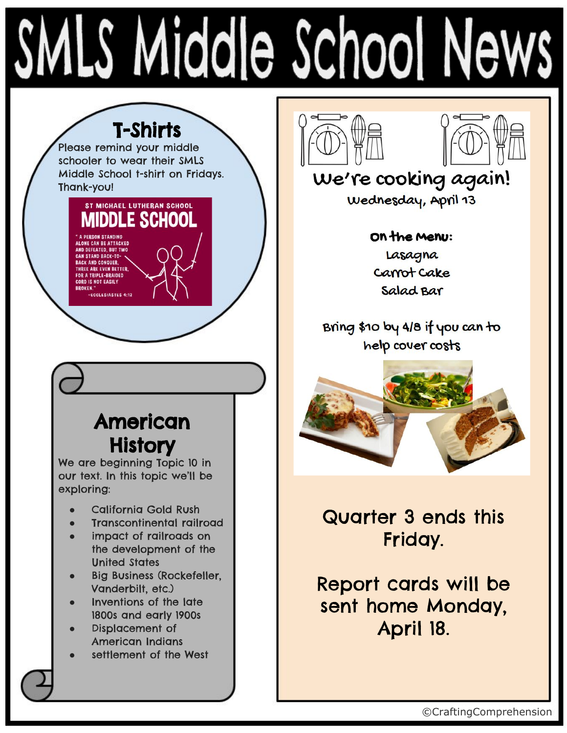# SMLS Middle School News

## T-Shirts

Please remind your middle schooler to wear their SMLS Middle School t-shirt on Fridays. Thank-you!

ST MICHAEL LUTHERAN SCHOOL

MIDDLE SCHOOL

" A PERSON STANDING ALONE CAN BE ATTACKED AND DEFEATED, BUT TWO CAN STAND BACK-TO-BACK AND CONQUER. THREE ARE EVEN BETTER, FOR A TRIPLE-BRAIDED CORD IS NOT EASILY BROKEN."
-ECCLESIASTES 4:12

## American History

We are beginning Topic 10 in our text. In this topic we'll be exploring:

- California Gold Rush
- Transcontinental railroad
- impact of railroads on the development of the United States
- Big Business (Rockefeller, Vanderbilt, etc.)
- Inventions of the late 1800s and early 1900s
- Displacement of American Indians
- settlement of the West

## We're cooking again!

Wednesday, April 13

**On the Menu:**

Lasagna
Carrot Cake
Salad Bar

Bring $10 by 4/8 if you can to help cover costs

Quarter 3 ends this Friday.

Report cards will be sent home Monday, April 18.

©CraftingComprehension